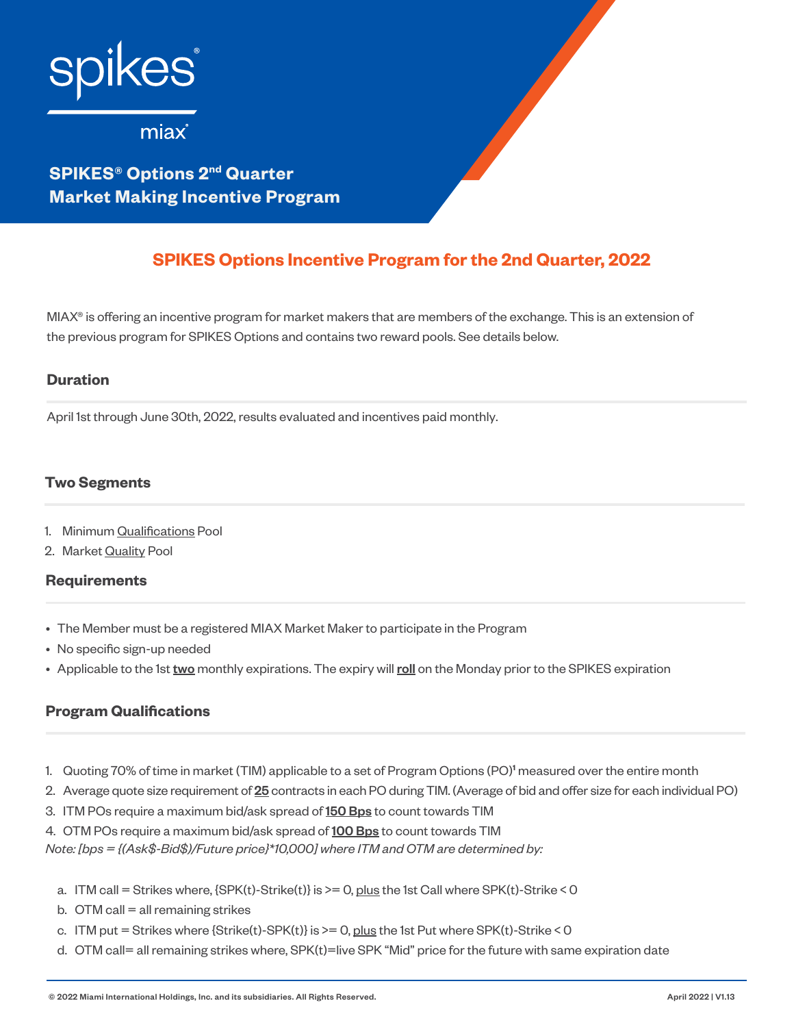spikes®

miax®

# SPIKES® Options 2nd Quarter Market Making Incentive Program

## SPIKES Options Incentive Program for the 2nd Quarter, 2022

MIAX® is offering an incentive program for market makers that are members of the exchange. This is an extension of the previous program for SPIKES Options and contains two reward pools. See details below.

### Duration

April 1st through June 30th, 2022, results evaluated and incentives paid monthly.

### Two Segments

1. Minimum Qualifications Pool
2. Market Quality Pool

### Requirements

- The Member must be a registered MIAX Market Maker to participate in the Program
- No specific sign-up needed
- Applicable to the 1st **two** monthly expirations. The expiry will **roll** on the Monday prior to the SPIKES expiration

### Program Qualifications

1. Quoting 70% of time in market (TIM) applicable to a set of Program Options (PO)[1] measured over the entire month
2. Average quote size requirement of **25** contracts in each PO during TIM. (Average of bid and offer size for each individual PO)
3. ITM POs require a maximum bid/ask spread of **150 Bps** to count towards TIM
4. OTM POs require a maximum bid/ask spread of **100 Bps** to count towards TIM

*Note: [bps = {(Ask$-Bid$)/Future price}*10,000] where ITM and OTM are determined by:*

a. ITM call = Strikes where, {SPK(t)-Strike(t)} is >= 0, plus the 1st Call where SPK(t)-Strike < 0
b. OTM call = all remaining strikes
c. ITM put = Strikes where {Strike(t)-SPK(t)} is >= 0, plus the 1st Put where SPK(t)-Strike < 0
d. OTM call= all remaining strikes where, SPK(t)=live SPK "Mid" price for the future with same expiration date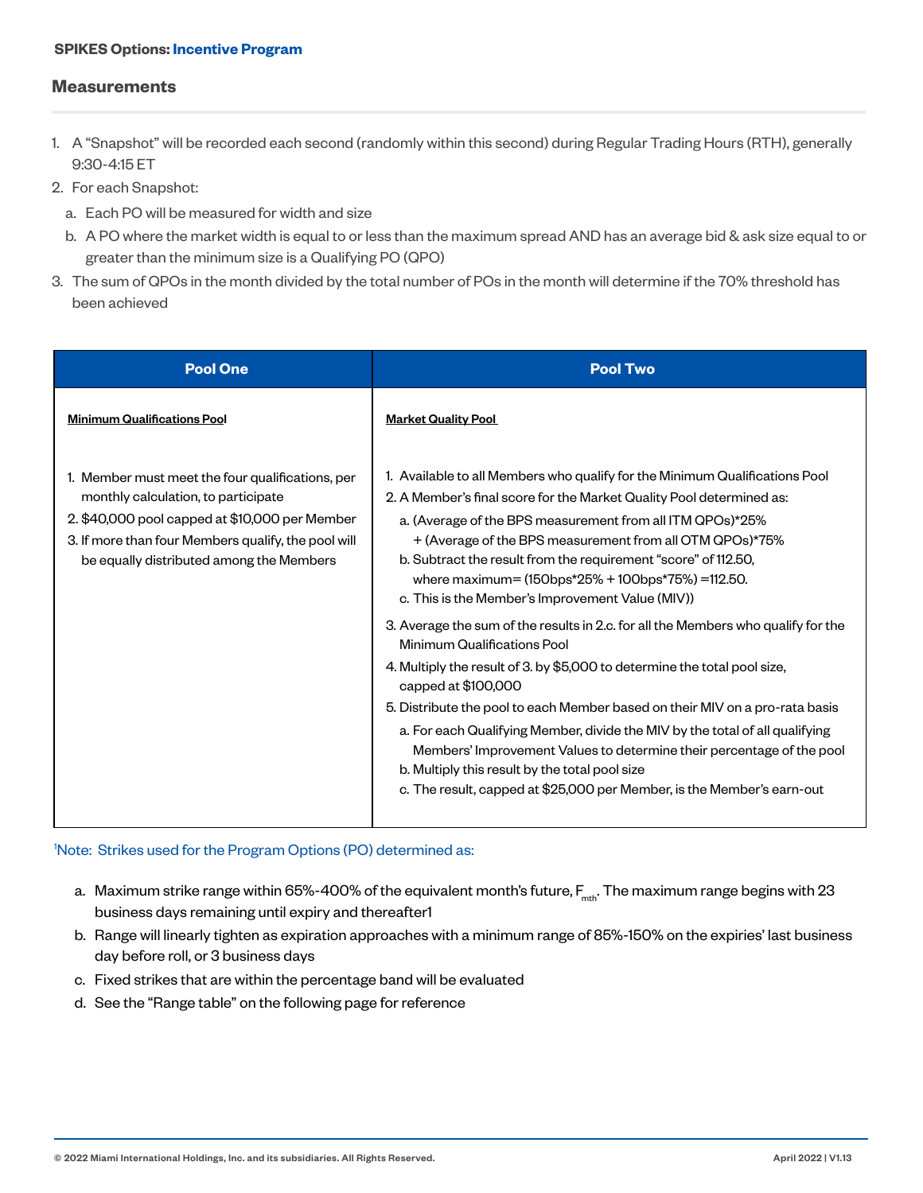**SPIKES Options: Incentive Program**

## Measurements

1. A "Snapshot" will be recorded each second (randomly within this second) during Regular Trading Hours (RTH), generally 9:30-4:15 ET
2. For each Snapshot:
   a. Each PO will be measured for width and size
   b. A PO where the market width is equal to or less than the maximum spread AND has an average bid & ask size equal to or greater than the minimum size is a Qualifying PO (QPO)
3. The sum of QPOs in the month divided by the total number of POs in the month will determine if the 70% threshold has been achieved

| Pool One | Pool Two |
|---|---|
| **Minimum Qualifications Pool**<br><br>1. Member must meet the four qualifications, per monthly calculation, to participate<br>2. $40,000 pool capped at $10,000 per Member<br>3. If more than four Members qualify, the pool will be equally distributed among the Members | **Market Quality Pool**<br><br>1. Available to all Members who qualify for the Minimum Qualifications Pool<br>2. A Member's final score for the Market Quality Pool determined as:<br>a. (Average of the BPS measurement from all ITM QPOs)*25% + (Average of the BPS measurement from all OTM QPOs)*75%<br>b. Subtract the result from the requirement "score" of 112.50, where maximum= (150bps*25% + 100bps*75%) =112.50.<br>c. This is the Member's Improvement Value (MIV))<br>3. Average the sum of the results in 2.c. for all the Members who qualify for the Minimum Qualifications Pool<br>4. Multiply the result of 3. by $5,000 to determine the total pool size, capped at $100,000<br>5. Distribute the pool to each Member based on their MIV on a pro-rata basis<br>a. For each Qualifying Member, divide the MIV by the total of all qualifying Members' Improvement Values to determine their percentage of the pool<br>b. Multiply this result by the total pool size<br>c. The result, capped at $25,000 per Member, is the Member's earn-out |

[1]Note: Strikes used for the Program Options (PO) determined as:

a. Maximum strike range within 65%-400% of the equivalent month's future, $F_{mth}$. The maximum range begins with 23 business days remaining until expiry and thereafter1
b. Range will linearly tighten as expiration approaches with a minimum range of 85%-150% on the expiries' last business day before roll, or 3 business days
c. Fixed strikes that are within the percentage band will be evaluated
d. See the "Range table" on the following page for reference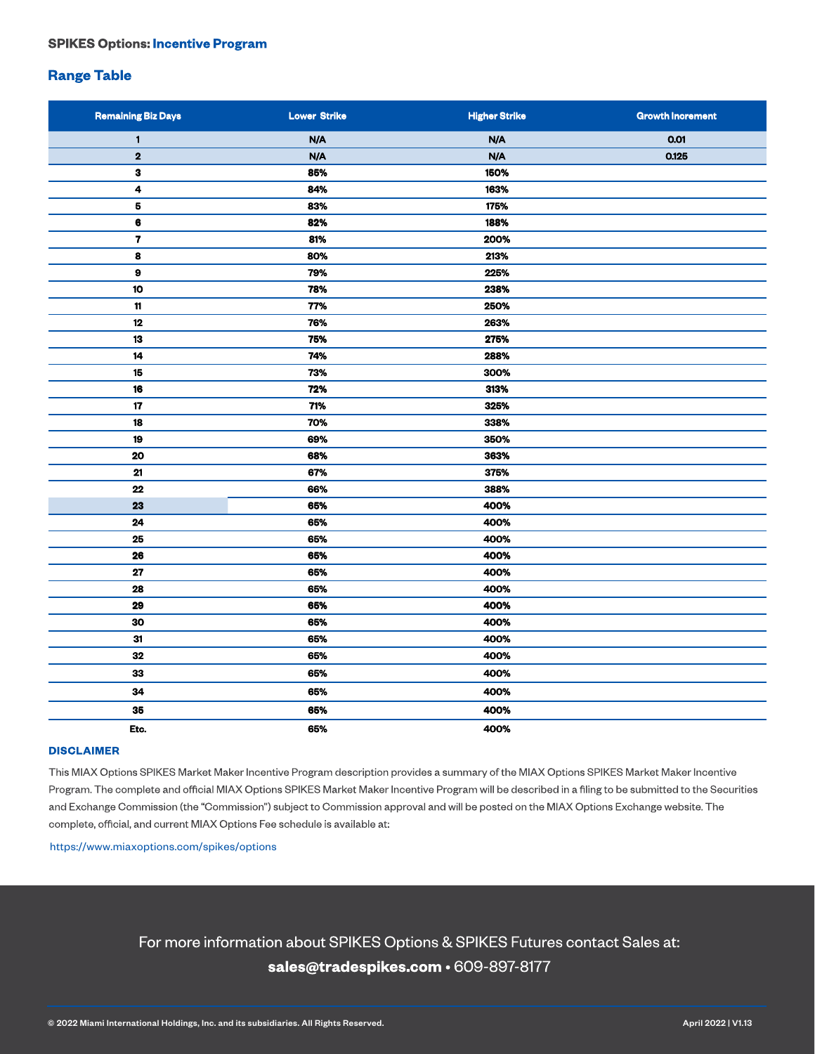**SPIKES Options: Incentive Program**

## Range Table

| Remaining Biz Days | Lower Strike | Higher Strike | Growth Increment |
|---|---|---|---|
| 1 | N/A | N/A | 0.01 |
| 2 | N/A | N/A | 0.125 |
| 3 | 85% | 150% | |
| 4 | 84% | 163% | |
| 5 | 83% | 175% | |
| 6 | 82% | 188% | |
| 7 | 81% | 200% | |
| 8 | 80% | 213% | |
| 9 | 79% | 225% | |
| 10 | 78% | 238% | |
| 11 | 77% | 250% | |
| 12 | 76% | 263% | |
| 13 | 75% | 275% | |
| 14 | 74% | 288% | |
| 15 | 73% | 300% | |
| 16 | 72% | 313% | |
| 17 | 71% | 325% | |
| 18 | 70% | 338% | |
| 19 | 69% | 350% | |
| 20 | 68% | 363% | |
| 21 | 67% | 375% | |
| 22 | 66% | 388% | |
| 23 | 65% | 400% | |
| 24 | 65% | 400% | |
| 25 | 65% | 400% | |
| 26 | 65% | 400% | |
| 27 | 65% | 400% | |
| 28 | 65% | 400% | |
| 29 | 65% | 400% | |
| 30 | 65% | 400% | |
| 31 | 65% | 400% | |
| 32 | 65% | 400% | |
| 33 | 65% | 400% | |
| 34 | 65% | 400% | |
| 35 | 65% | 400% | |
| Etc. | 65% | 400% | |

### DISCLAIMER

This MIAX Options SPIKES Market Maker Incentive Program description provides a summary of the MIAX Options SPIKES Market Maker Incentive Program. The complete and official MIAX Options SPIKES Market Maker Incentive Program will be described in a filing to be submitted to the Securities and Exchange Commission (the "Commission") subject to Commission approval and will be posted on the MIAX Options Exchange website. The complete, official, and current MIAX Options Fee schedule is available at:

https://www.miaxoptions.com/spikes/options

For more information about SPIKES Options & SPIKES Futures contact Sales at:
**sales@tradespikes.com** • 609-897-8177

© 2022 Miami International Holdings, Inc. and its subsidiaries. All Rights Reserved.

April 2022 | V1.13